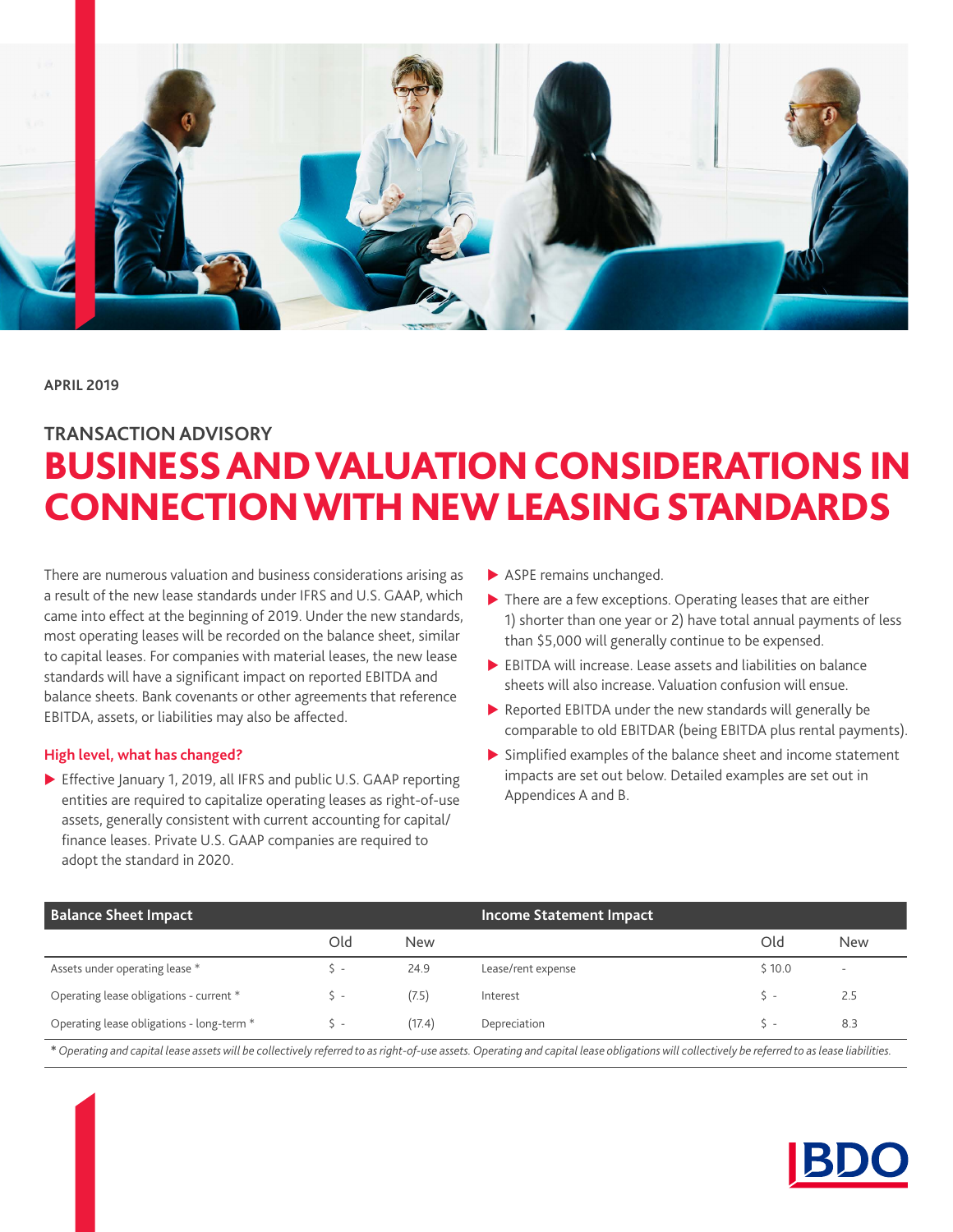APRIL 2019

TRANSACTION ADVISORY

# BUSINESS AND VALUATION CONSIDERATIONS IN CONNECTION WITH NEW LEASING STANDARDS

There are numerous valuation and business considerations arising as a result of the new lease standards under IFRS and U.S. GAAP, which came into effect at the beginning of 2019. Under the new standards, most operating leases will be recorded on the balance sheet, similar to capital leases. For companies with material leases, the new lease standards will have a significant impact on reported EBITDA and balance sheets. Bank covenants or other agreements that reference EBITDA, assets, or liabilities may also be affected.

### High level, what has changed?

- Effective January 1, 2019, all IFRS and public U.S. GAAP reporting entities are required to capitalize operating leases as right-of-use assets, generally consistent with current accounting for capital/finance leases. Private U.S. GAAP companies are required to adopt the standard in 2020.
- ASPE remains unchanged.
- There are a few exceptions. Operating leases that are either 1) shorter than one year or 2) have total annual payments of less than $5,000 will generally continue to be expensed.
- EBITDA will increase. Lease assets and liabilities on balance sheets will also increase. Valuation confusion will ensue.
- Reported EBITDA under the new standards will generally be comparable to old EBITDAR (being EBITDA plus rental payments).
- Simplified examples of the balance sheet and income statement impacts are set out below. Detailed examples are set out in Appendices A and B.

| Balance Sheet Impact | Old | New | Income Statement Impact | Old | New |
|---|---|---|---|---|---|
| Assets under operating lease * | $ - | 24.9 | Lease/rent expense | $ 10.0 | - |
| Operating lease obligations - current * | $ - | (7.5) | Interest | $ - | 2.5 |
| Operating lease obligations - long-term * | $ - | (17.4) | Depreciation | $ - | 8.3 |

*\* Operating and capital lease assets will be collectively referred to as right-of-use assets. Operating and capital lease obligations will collectively be referred to as lease liabilities.*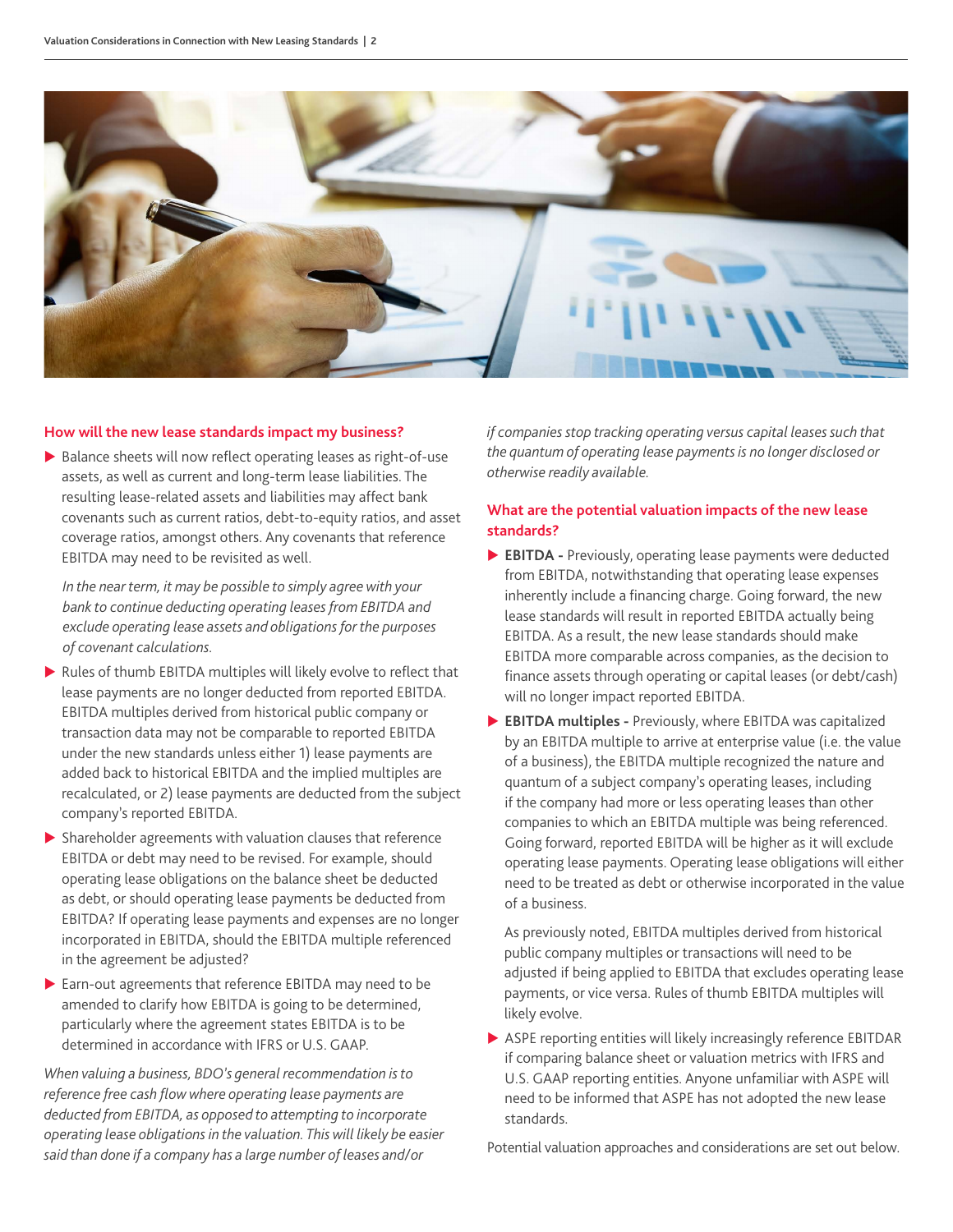## How will the new lease standards impact my business?

- Balance sheets will now reflect operating leases as right-of-use assets, as well as current and long-term lease liabilities. The resulting lease-related assets and liabilities may affect bank covenants such as current ratios, debt-to-equity ratios, and asset coverage ratios, amongst others. Any covenants that reference EBITDA may need to be revisited as well.

  *In the near term, it may be possible to simply agree with your bank to continue deducting operating leases from EBITDA and exclude operating lease assets and obligations for the purposes of covenant calculations.*

- Rules of thumb EBITDA multiples will likely evolve to reflect that lease payments are no longer deducted from reported EBITDA. EBITDA multiples derived from historical public company or transaction data may not be comparable to reported EBITDA under the new standards unless either 1) lease payments are added back to historical EBITDA and the implied multiples are recalculated, or 2) lease payments are deducted from the subject company's reported EBITDA.
- Shareholder agreements with valuation clauses that reference EBITDA or debt may need to be revised. For example, should operating lease obligations on the balance sheet be deducted as debt, or should operating lease payments be deducted from EBITDA? If operating lease payments and expenses are no longer incorporated in EBITDA, should the EBITDA multiple referenced in the agreement be adjusted?
- Earn-out agreements that reference EBITDA may need to be amended to clarify how EBITDA is going to be determined, particularly where the agreement states EBITDA is to be determined in accordance with IFRS or U.S. GAAP.

*When valuing a business, BDO's general recommendation is to reference free cash flow where operating lease payments are deducted from EBITDA, as opposed to attempting to incorporate operating lease obligations in the valuation. This will likely be easier said than done if a company has a large number of leases and/or if companies stop tracking operating versus capital leases such that the quantum of operating lease payments is no longer disclosed or otherwise readily available.*

## What are the potential valuation impacts of the new lease standards?

- **EBITDA -** Previously, operating lease payments were deducted from EBITDA, notwithstanding that operating lease expenses inherently include a financing charge. Going forward, the new lease standards will result in reported EBITDA actually being EBITDA. As a result, the new lease standards should make EBITDA more comparable across companies, as the decision to finance assets through operating or capital leases (or debt/cash) will no longer impact reported EBITDA.
- **EBITDA multiples -** Previously, where EBITDA was capitalized by an EBITDA multiple to arrive at enterprise value (i.e. the value of a business), the EBITDA multiple recognized the nature and quantum of a subject company's operating leases, including if the company had more or less operating leases than other companies to which an EBITDA multiple was being referenced. Going forward, reported EBITDA will be higher as it will exclude operating lease payments. Operating lease obligations will either need to be treated as debt or otherwise incorporated in the value of a business.

  As previously noted, EBITDA multiples derived from historical public company multiples or transactions will need to be adjusted if being applied to EBITDA that excludes operating lease payments, or vice versa. Rules of thumb EBITDA multiples will likely evolve.

- ASPE reporting entities will likely increasingly reference EBITDAR if comparing balance sheet or valuation metrics with IFRS and U.S. GAAP reporting entities. Anyone unfamiliar with ASPE will need to be informed that ASPE has not adopted the new lease standards.

Potential valuation approaches and considerations are set out below.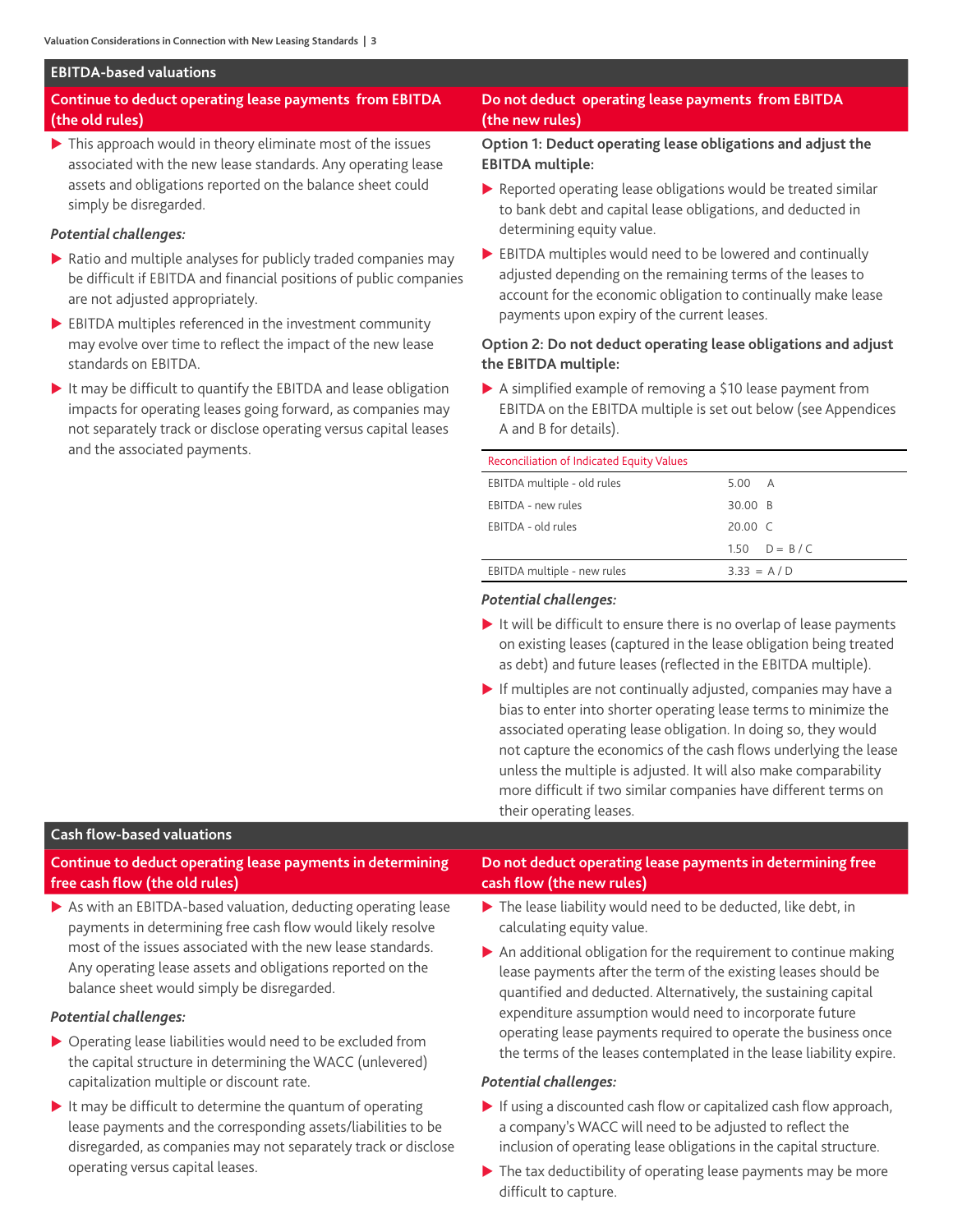## EBITDA-based valuations

### Continue to deduct operating lease payments from EBITDA (the old rules)

- This approach would in theory eliminate most of the issues associated with the new lease standards. Any operating lease assets and obligations reported on the balance sheet could simply be disregarded.

***Potential challenges:***

- Ratio and multiple analyses for publicly traded companies may be difficult if EBITDA and financial positions of public companies are not adjusted appropriately.
- EBITDA multiples referenced in the investment community may evolve over time to reflect the impact of the new lease standards on EBITDA.
- It may be difficult to quantify the EBITDA and lease obligation impacts for operating leases going forward, as companies may not separately track or disclose operating versus capital leases and the associated payments.

### Do not deduct operating lease payments from EBITDA (the new rules)

**Option 1: Deduct operating lease obligations and adjust the EBITDA multiple:**

- Reported operating lease obligations would be treated similar to bank debt and capital lease obligations, and deducted in determining equity value.
- EBITDA multiples would need to be lowered and continually adjusted depending on the remaining terms of the leases to account for the economic obligation to continually make lease payments upon expiry of the current leases.

**Option 2: Do not deduct operating lease obligations and adjust the EBITDA multiple:**

- A simplified example of removing a $10 lease payment from EBITDA on the EBITDA multiple is set out below (see Appendices A and B for details).

| Reconciliation of Indicated Equity Values | | |
|---|---|---|
| EBITDA multiple - old rules | 5.00 | A |
| EBITDA - new rules | 30.00 | B |
| EBITDA - old rules | 20.00 | C |
| | 1.50 | D = B / C |
| EBITDA multiple - new rules | 3.33 | = A / D |

***Potential challenges:***

- It will be difficult to ensure there is no overlap of lease payments on existing leases (captured in the lease obligation being treated as debt) and future leases (reflected in the EBITDA multiple).
- If multiples are not continually adjusted, companies may have a bias to enter into shorter operating lease terms to minimize the associated operating lease obligation. In doing so, they would not capture the economics of the cash flows underlying the lease unless the multiple is adjusted. It will also make comparability more difficult if two similar companies have different terms on their operating leases.

## Cash flow-based valuations

### Continue to deduct operating lease payments in determining free cash flow (the old rules)

- As with an EBITDA-based valuation, deducting operating lease payments in determining free cash flow would likely resolve most of the issues associated with the new lease standards. Any operating lease assets and obligations reported on the balance sheet would simply be disregarded.

***Potential challenges:***

- Operating lease liabilities would need to be excluded from the capital structure in determining the WACC (unlevered) capitalization multiple or discount rate.
- It may be difficult to determine the quantum of operating lease payments and the corresponding assets/liabilities to be disregarded, as companies may not separately track or disclose operating versus capital leases.

### Do not deduct operating lease payments in determining free cash flow (the new rules)

- The lease liability would need to be deducted, like debt, in calculating equity value.
- An additional obligation for the requirement to continue making lease payments after the term of the existing leases should be quantified and deducted. Alternatively, the sustaining capital expenditure assumption would need to incorporate future operating lease payments required to operate the business once the terms of the leases contemplated in the lease liability expire.

***Potential challenges:***

- If using a discounted cash flow or capitalized cash flow approach, a company's WACC will need to be adjusted to reflect the inclusion of operating lease obligations in the capital structure.
- The tax deductibility of operating lease payments may be more difficult to capture.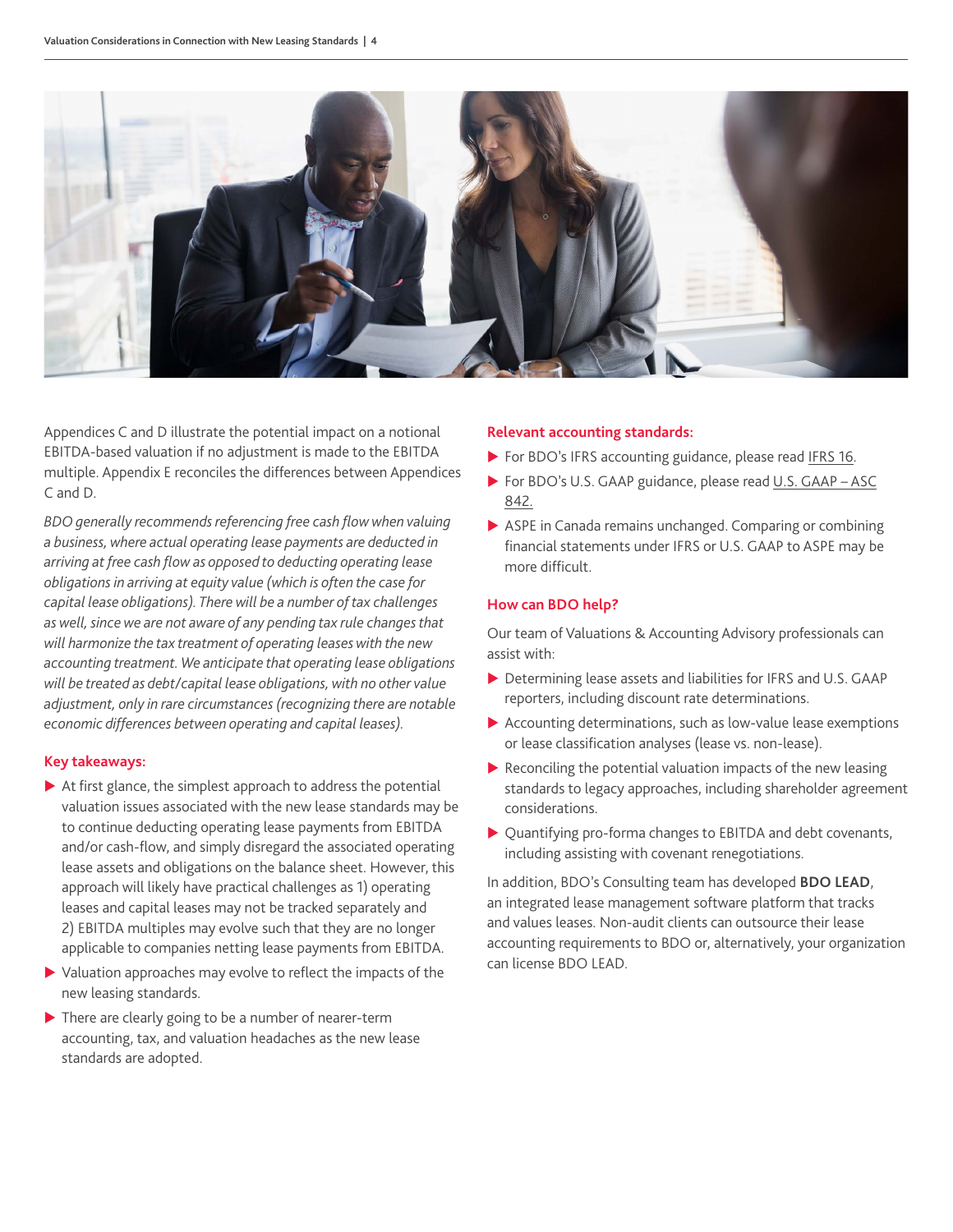Appendices C and D illustrate the potential impact on a notional EBITDA-based valuation if no adjustment is made to the EBITDA multiple. Appendix E reconciles the differences between Appendices C and D.

*BDO generally recommends referencing free cash flow when valuing a business, where actual operating lease payments are deducted in arriving at free cash flow as opposed to deducting operating lease obligations in arriving at equity value (which is often the case for capital lease obligations). There will be a number of tax challenges as well, since we are not aware of any pending tax rule changes that will harmonize the tax treatment of operating leases with the new accounting treatment. We anticipate that operating lease obligations will be treated as debt/capital lease obligations, with no other value adjustment, only in rare circumstances (recognizing there are notable economic differences between operating and capital leases).*

## Key takeaways:

- At first glance, the simplest approach to address the potential valuation issues associated with the new lease standards may be to continue deducting operating lease payments from EBITDA and/or cash-flow, and simply disregard the associated operating lease assets and obligations on the balance sheet. However, this approach will likely have practical challenges as 1) operating leases and capital leases may not be tracked separately and 2) EBITDA multiples may evolve such that they are no longer applicable to companies netting lease payments from EBITDA.
- Valuation approaches may evolve to reflect the impacts of the new leasing standards.
- There are clearly going to be a number of nearer-term accounting, tax, and valuation headaches as the new lease standards are adopted.

## Relevant accounting standards:

- For BDO's IFRS accounting guidance, please read IFRS 16.
- For BDO's U.S. GAAP guidance, please read U.S. GAAP – ASC 842.
- ASPE in Canada remains unchanged. Comparing or combining financial statements under IFRS or U.S. GAAP to ASPE may be more difficult.

## How can BDO help?

Our team of Valuations & Accounting Advisory professionals can assist with:

- Determining lease assets and liabilities for IFRS and U.S. GAAP reporters, including discount rate determinations.
- Accounting determinations, such as low-value lease exemptions or lease classification analyses (lease vs. non-lease).
- Reconciling the potential valuation impacts of the new leasing standards to legacy approaches, including shareholder agreement considerations.
- Quantifying pro-forma changes to EBITDA and debt covenants, including assisting with covenant renegotiations.

In addition, BDO's Consulting team has developed **BDO LEAD**, an integrated lease management software platform that tracks and values leases. Non-audit clients can outsource their lease accounting requirements to BDO or, alternatively, your organization can license BDO LEAD.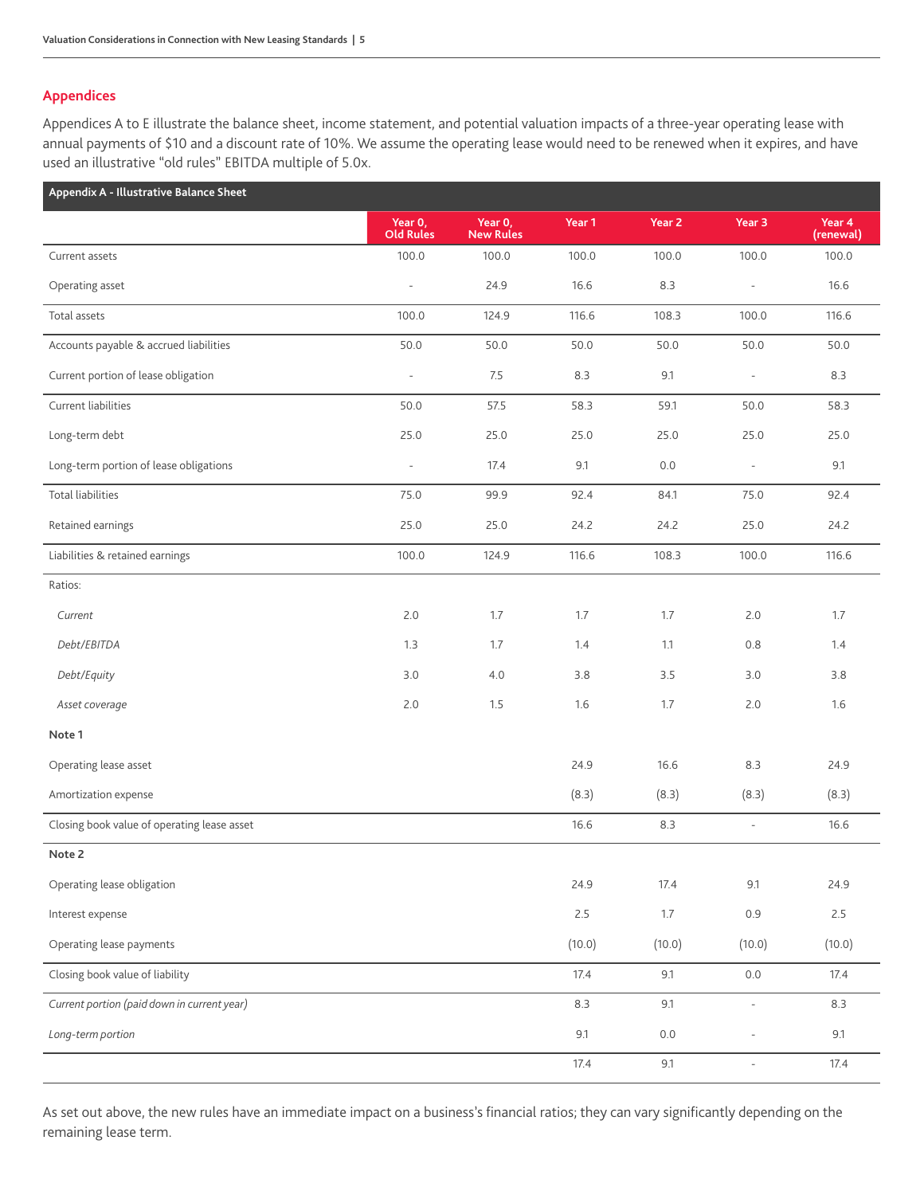## Appendices

Appendices A to E illustrate the balance sheet, income statement, and potential valuation impacts of a three-year operating lease with annual payments of $10 and a discount rate of 10%. We assume the operating lease would need to be renewed when it expires, and have used an illustrative "old rules" EBITDA multiple of 5.0x.

**Appendix A - Illustrative Balance Sheet**

| | Year 0, Old Rules | Year 0, New Rules | Year 1 | Year 2 | Year 3 | Year 4 (renewal) |
|---|---|---|---|---|---|---|
| Current assets | 100.0 | 100.0 | 100.0 | 100.0 | 100.0 | 100.0 |
| Operating asset | - | 24.9 | 16.6 | 8.3 | - | 16.6 |
| Total assets | 100.0 | 124.9 | 116.6 | 108.3 | 100.0 | 116.6 |
| Accounts payable & accrued liabilities | 50.0 | 50.0 | 50.0 | 50.0 | 50.0 | 50.0 |
| Current portion of lease obligation | - | 7.5 | 8.3 | 9.1 | - | 8.3 |
| Current liabilities | 50.0 | 57.5 | 58.3 | 59.1 | 50.0 | 58.3 |
| Long-term debt | 25.0 | 25.0 | 25.0 | 25.0 | 25.0 | 25.0 |
| Long-term portion of lease obligations | - | 17.4 | 9.1 | 0.0 | - | 9.1 |
| Total liabilities | 75.0 | 99.9 | 92.4 | 84.1 | 75.0 | 92.4 |
| Retained earnings | 25.0 | 25.0 | 24.2 | 24.2 | 25.0 | 24.2 |
| Liabilities & retained earnings | 100.0 | 124.9 | 116.6 | 108.3 | 100.0 | 116.6 |
| Ratios: | | | | | | |
| *Current* | 2.0 | 1.7 | 1.7 | 1.7 | 2.0 | 1.7 |
| *Debt/EBITDA* | 1.3 | 1.7 | 1.4 | 1.1 | 0.8 | 1.4 |
| *Debt/Equity* | 3.0 | 4.0 | 3.8 | 3.5 | 3.0 | 3.8 |
| *Asset coverage* | 2.0 | 1.5 | 1.6 | 1.7 | 2.0 | 1.6 |
| **Note 1** | | | | | | |
| Operating lease asset | | | 24.9 | 16.6 | 8.3 | 24.9 |
| Amortization expense | | | (8.3) | (8.3) | (8.3) | (8.3) |
| Closing book value of operating lease asset | | | 16.6 | 8.3 | - | 16.6 |
| **Note 2** | | | | | | |
| Operating lease obligation | | | 24.9 | 17.4 | 9.1 | 24.9 |
| Interest expense | | | 2.5 | 1.7 | 0.9 | 2.5 |
| Operating lease payments | | | (10.0) | (10.0) | (10.0) | (10.0) |
| Closing book value of liability | | | 17.4 | 9.1 | 0.0 | 17.4 |
| *Current portion (paid down in current year)* | | | 8.3 | 9.1 | - | 8.3 |
| *Long-term portion* | | | 9.1 | 0.0 | - | 9.1 |
| | | | 17.4 | 9.1 | - | 17.4 |

As set out above, the new rules have an immediate impact on a business's financial ratios; they can vary significantly depending on the remaining lease term.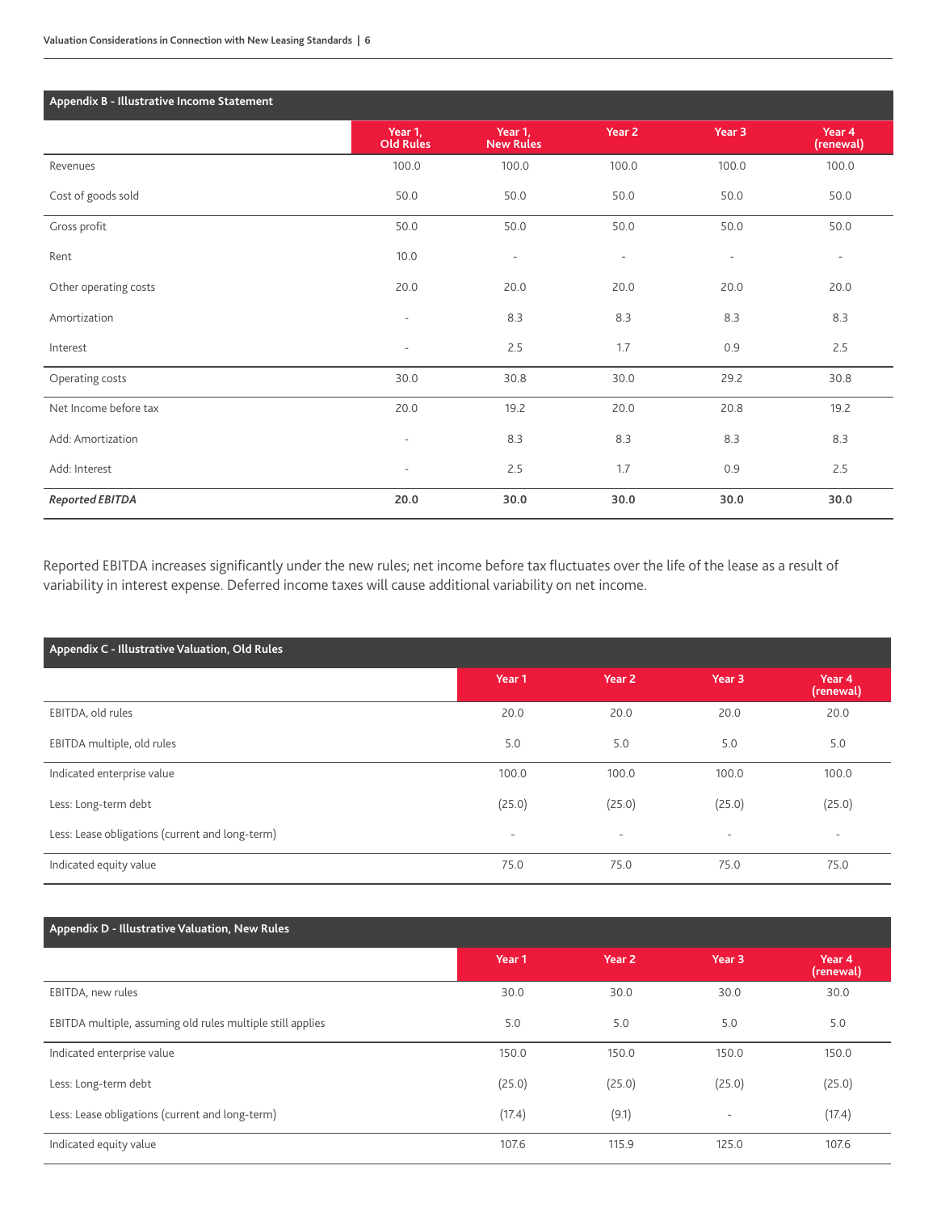## Appendix B - Illustrative Income Statement

| | Year 1, Old Rules | Year 1, New Rules | Year 2 | Year 3 | Year 4 (renewal) |
|---|---|---|---|---|---|
| Revenues | 100.0 | 100.0 | 100.0 | 100.0 | 100.0 |
| Cost of goods sold | 50.0 | 50.0 | 50.0 | 50.0 | 50.0 |
| Gross profit | 50.0 | 50.0 | 50.0 | 50.0 | 50.0 |
| Rent | 10.0 | - | - | - | - |
| Other operating costs | 20.0 | 20.0 | 20.0 | 20.0 | 20.0 |
| Amortization | - | 8.3 | 8.3 | 8.3 | 8.3 |
| Interest | - | 2.5 | 1.7 | 0.9 | 2.5 |
| Operating costs | 30.0 | 30.8 | 30.0 | 29.2 | 30.8 |
| Net Income before tax | 20.0 | 19.2 | 20.0 | 20.8 | 19.2 |
| Add: Amortization | - | 8.3 | 8.3 | 8.3 | 8.3 |
| Add: Interest | - | 2.5 | 1.7 | 0.9 | 2.5 |
| ***Reported EBITDA*** | **20.0** | **30.0** | **30.0** | **30.0** | **30.0** |

Reported EBITDA increases significantly under the new rules; net income before tax fluctuates over the life of the lease as a result of variability in interest expense. Deferred income taxes will cause additional variability on net income.

## Appendix C - Illustrative Valuation, Old Rules

| | Year 1 | Year 2 | Year 3 | Year 4 (renewal) |
|---|---|---|---|---|
| EBITDA, old rules | 20.0 | 20.0 | 20.0 | 20.0 |
| EBITDA multiple, old rules | 5.0 | 5.0 | 5.0 | 5.0 |
| Indicated enterprise value | 100.0 | 100.0 | 100.0 | 100.0 |
| Less: Long-term debt | (25.0) | (25.0) | (25.0) | (25.0) |
| Less: Lease obligations (current and long-term) | - | - | - | - |
| Indicated equity value | 75.0 | 75.0 | 75.0 | 75.0 |

## Appendix D - Illustrative Valuation, New Rules

| | Year 1 | Year 2 | Year 3 | Year 4 (renewal) |
|---|---|---|---|---|
| EBITDA, new rules | 30.0 | 30.0 | 30.0 | 30.0 |
| EBITDA multiple, assuming old rules multiple still applies | 5.0 | 5.0 | 5.0 | 5.0 |
| Indicated enterprise value | 150.0 | 150.0 | 150.0 | 150.0 |
| Less: Long-term debt | (25.0) | (25.0) | (25.0) | (25.0) |
| Less: Lease obligations (current and long-term) | (17.4) | (9.1) | - | (17.4) |
| Indicated equity value | 107.6 | 115.9 | 125.0 | 107.6 |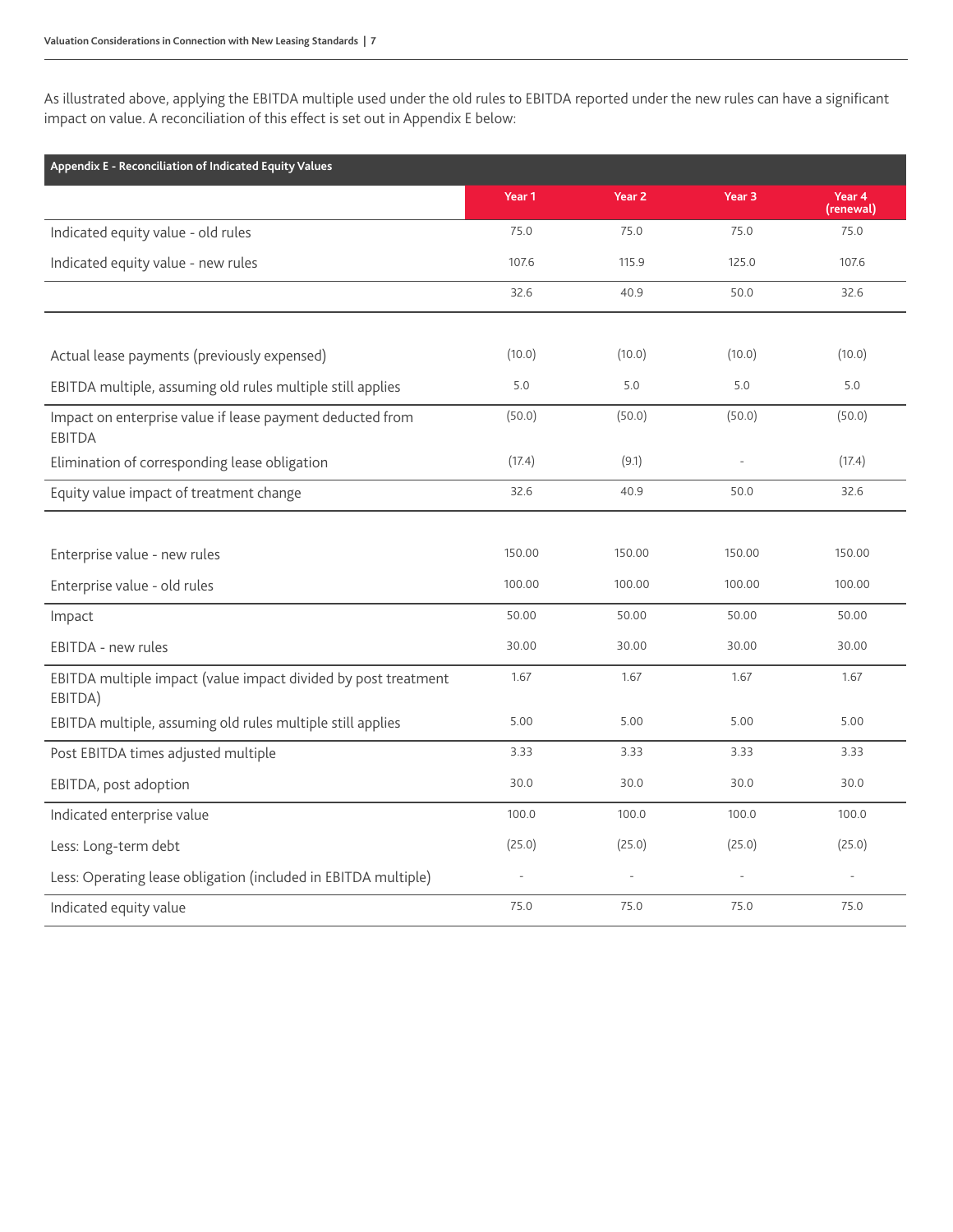As illustrated above, applying the EBITDA multiple used under the old rules to EBITDA reported under the new rules can have a significant impact on value. A reconciliation of this effect is set out in Appendix E below:

**Appendix E - Reconciliation of Indicated Equity Values**

| | Year 1 | Year 2 | Year 3 | Year 4 (renewal) |
|---|---|---|---|---|
| Indicated equity value - old rules | 75.0 | 75.0 | 75.0 | 75.0 |
| Indicated equity value - new rules | 107.6 | 115.9 | 125.0 | 107.6 |
| | 32.6 | 40.9 | 50.0 | 32.6 |
| | | | | |
| Actual lease payments (previously expensed) | (10.0) | (10.0) | (10.0) | (10.0) |
| EBITDA multiple, assuming old rules multiple still applies | 5.0 | 5.0 | 5.0 | 5.0 |
| Impact on enterprise value if lease payment deducted from EBITDA | (50.0) | (50.0) | (50.0) | (50.0) |
| Elimination of corresponding lease obligation | (17.4) | (9.1) | - | (17.4) |
| Equity value impact of treatment change | 32.6 | 40.9 | 50.0 | 32.6 |
| | | | | |
| Enterprise value - new rules | 150.00 | 150.00 | 150.00 | 150.00 |
| Enterprise value - old rules | 100.00 | 100.00 | 100.00 | 100.00 |
| Impact | 50.00 | 50.00 | 50.00 | 50.00 |
| EBITDA - new rules | 30.00 | 30.00 | 30.00 | 30.00 |
| EBITDA multiple impact (value impact divided by post treatment EBITDA) | 1.67 | 1.67 | 1.67 | 1.67 |
| EBITDA multiple, assuming old rules multiple still applies | 5.00 | 5.00 | 5.00 | 5.00 |
| Post EBITDA times adjusted multiple | 3.33 | 3.33 | 3.33 | 3.33 |
| EBITDA, post adoption | 30.0 | 30.0 | 30.0 | 30.0 |
| Indicated enterprise value | 100.0 | 100.0 | 100.0 | 100.0 |
| Less: Long-term debt | (25.0) | (25.0) | (25.0) | (25.0) |
| Less: Operating lease obligation (included in EBITDA multiple) | - | - | - | - |
| Indicated equity value | 75.0 | 75.0 | 75.0 | 75.0 |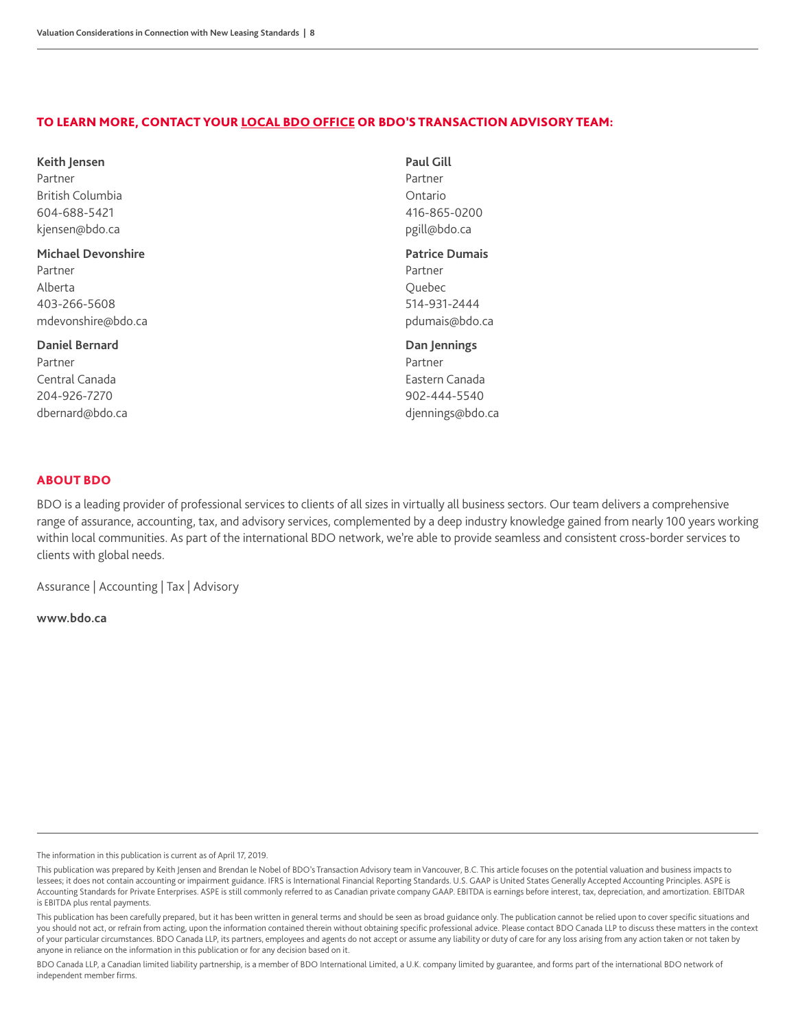## TO LEARN MORE, CONTACT YOUR LOCAL BDO OFFICE OR BDO'S TRANSACTION ADVISORY TEAM:

**Keith Jensen**
Partner
British Columbia
604-688-5421
kjensen@bdo.ca

**Michael Devonshire**
Partner
Alberta
403-266-5608
mdevonshire@bdo.ca

**Daniel Bernard**
Partner
Central Canada
204-926-7270
dbernard@bdo.ca

**Paul Gill**
Partner
Ontario
416-865-0200
pgill@bdo.ca

**Patrice Dumais**
Partner
Quebec
514-931-2444
pdumais@bdo.ca

**Dan Jennings**
Partner
Eastern Canada
902-444-5540
djennings@bdo.ca

## ABOUT BDO

BDO is a leading provider of professional services to clients of all sizes in virtually all business sectors. Our team delivers a comprehensive range of assurance, accounting, tax, and advisory services, complemented by a deep industry knowledge gained from nearly 100 years working within local communities. As part of the international BDO network, we're able to provide seamless and consistent cross-border services to clients with global needs.

Assurance | Accounting | Tax | Advisory

**www.bdo.ca**

---

The information in this publication is current as of April 17, 2019.

This publication was prepared by Keith Jensen and Brendan le Nobel of BDO's Transaction Advisory team in Vancouver, B.C. This article focuses on the potential valuation and business impacts to lessees; it does not contain accounting or impairment guidance. IFRS is International Financial Reporting Standards. U.S. GAAP is United States Generally Accepted Accounting Principles. ASPE is Accounting Standards for Private Enterprises. ASPE is still commonly referred to as Canadian private company GAAP. EBITDA is earnings before interest, tax, depreciation, and amortization. EBITDAR is EBITDA plus rental payments.

This publication has been carefully prepared, but it has been written in general terms and should be seen as broad guidance only. The publication cannot be relied upon to cover specific situations and you should not act, or refrain from acting, upon the information contained therein without obtaining specific professional advice. Please contact BDO Canada LLP to discuss these matters in the context of your particular circumstances. BDO Canada LLP, its partners, employees and agents do not accept or assume any liability or duty of care for any loss arising from any action taken or not taken by anyone in reliance on the information in this publication or for any decision based on it.

BDO Canada LLP, a Canadian limited liability partnership, is a member of BDO International Limited, a U.K. company limited by guarantee, and forms part of the international BDO network of independent member firms.